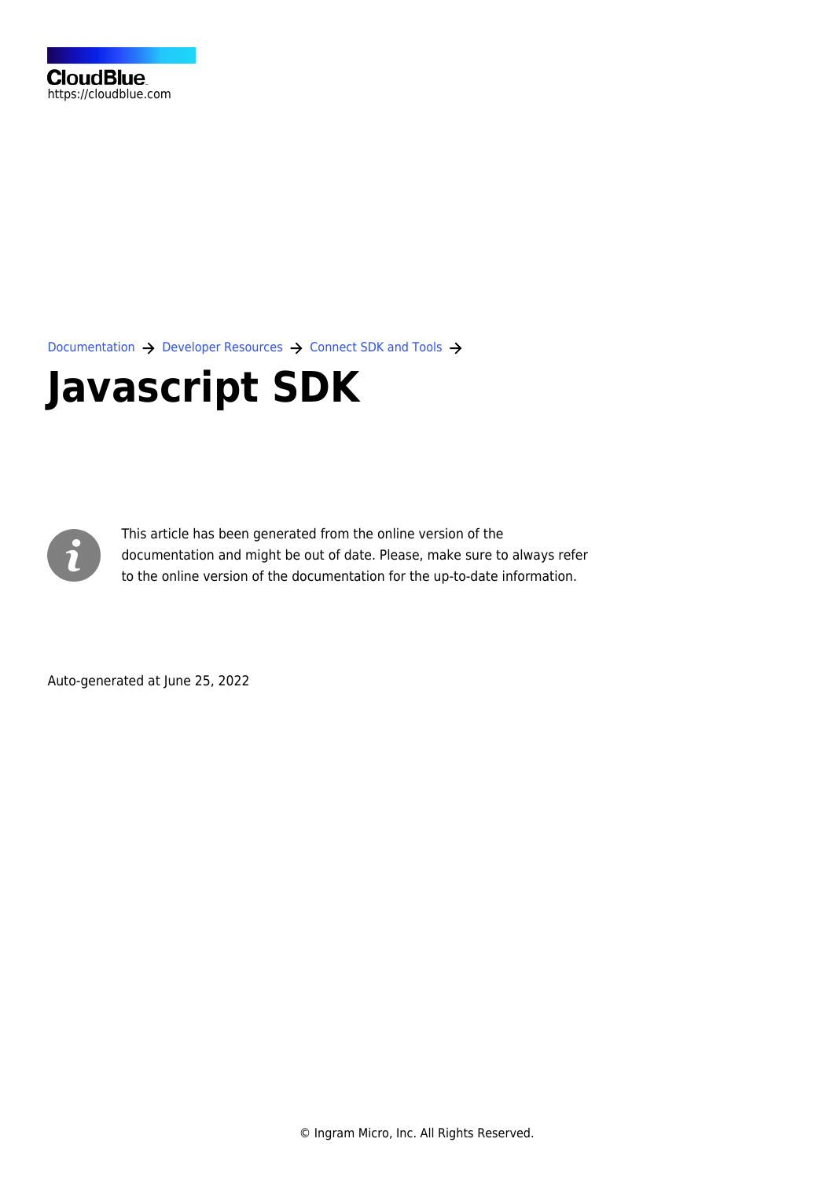CloudBlue
https://cloudblue.com

Documentation → Developer Resources → Connect SDK and Tools →

# Javascript SDK

This article has been generated from the online version of the documentation and might be out of date. Please, make sure to always refer to the online version of the documentation for the up-to-date information.

Auto-generated at June 25, 2022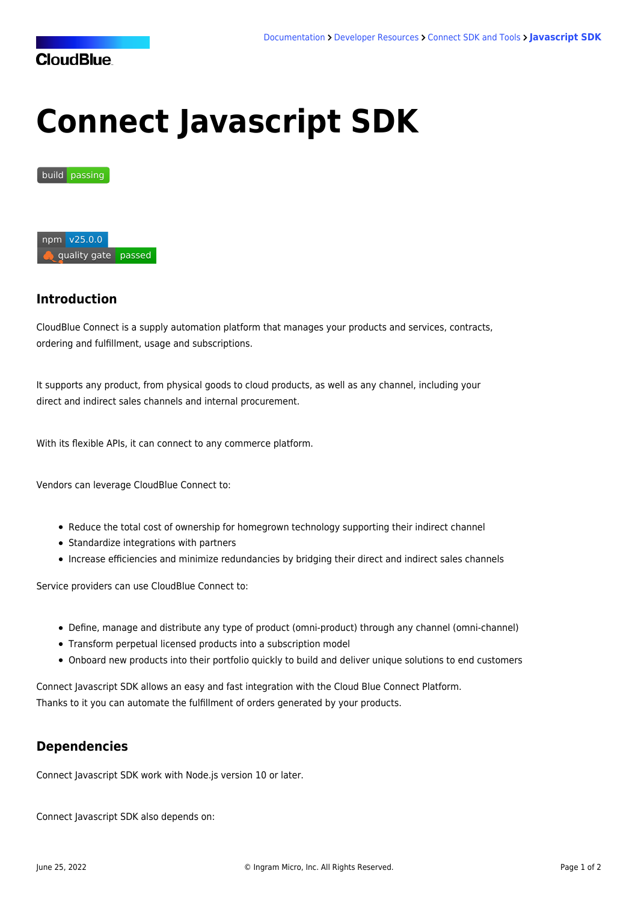# Connect Javascript SDK

build passing

npm v25.0.0

quality gate passed

## Introduction

CloudBlue Connect is a supply automation platform that manages your products and services, contracts, ordering and fulfillment, usage and subscriptions.

It supports any product, from physical goods to cloud products, as well as any channel, including your direct and indirect sales channels and internal procurement.

With its flexible APIs, it can connect to any commerce platform.

Vendors can leverage CloudBlue Connect to:

- Reduce the total cost of ownership for homegrown technology supporting their indirect channel
- Standardize integrations with partners
- Increase efficiencies and minimize redundancies by bridging their direct and indirect sales channels

Service providers can use CloudBlue Connect to:

- Define, manage and distribute any type of product (omni-product) through any channel (omni-channel)
- Transform perpetual licensed products into a subscription model
- Onboard new products into their portfolio quickly to build and deliver unique solutions to end customers

Connect Javascript SDK allows an easy and fast integration with the Cloud Blue Connect Platform. Thanks to it you can automate the fulfillment of orders generated by your products.

## Dependencies

Connect Javascript SDK work with Node.js version 10 or later.

Connect Javascript SDK also depends on: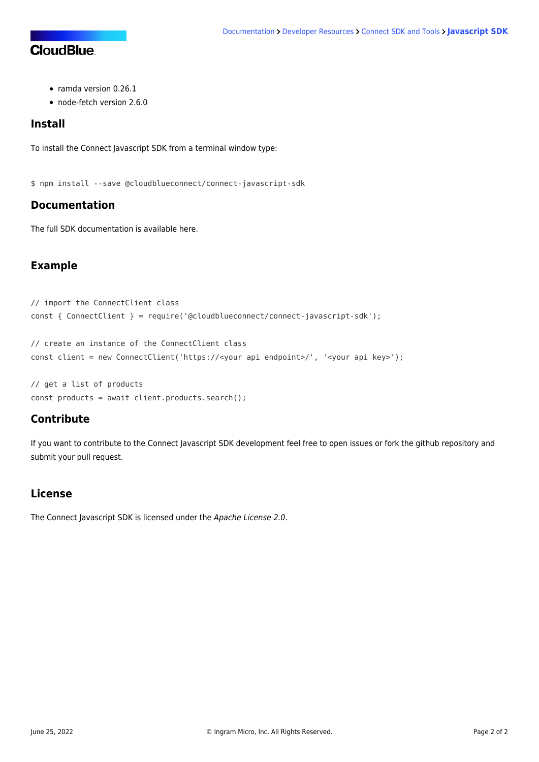- ramda version 0.26.1
- node-fetch version 2.6.0

## Install

To install the Connect Javascript SDK from a terminal window type:

```
$ npm install --save @cloudblueconnect/connect-javascript-sdk
```

## Documentation

The full SDK documentation is available here.

## Example

```
// import the ConnectClient class
const { ConnectClient } = require('@cloudblueconnect/connect-javascript-sdk');

// create an instance of the ConnectClient class
const client = new ConnectClient('https://<your api endpoint>/', '<your api key>');

// get a list of products
const products = await client.products.search();
```

## Contribute

If you want to contribute to the Connect Javascript SDK development feel free to open issues or fork the github repository and submit your pull request.

## License

The Connect Javascript SDK is licensed under the *Apache License 2.0*.